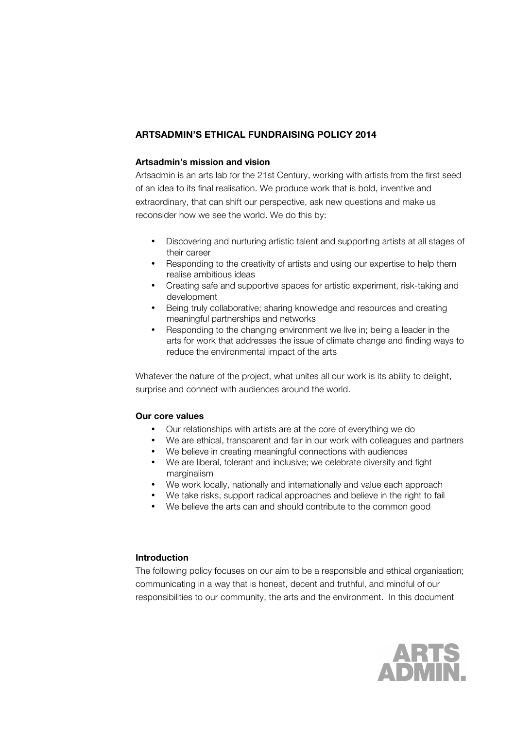# ARTSADMIN'S ETHICAL FUNDRAISING POLICY 2014

## Artsadmin's mission and vision

Artsadmin is an arts lab for the 21st Century, working with artists from the first seed of an idea to its final realisation. We produce work that is bold, inventive and extraordinary, that can shift our perspective, ask new questions and make us reconsider how we see the world. We do this by:

- Discovering and nurturing artistic talent and supporting artists at all stages of their career
- Responding to the creativity of artists and using our expertise to help them realise ambitious ideas
- Creating safe and supportive spaces for artistic experiment, risk-taking and development
- Being truly collaborative; sharing knowledge and resources and creating meaningful partnerships and networks
- Responding to the changing environment we live in; being a leader in the arts for work that addresses the issue of climate change and finding ways to reduce the environmental impact of the arts

Whatever the nature of the project, what unites all our work is its ability to delight, surprise and connect with audiences around the world.

## Our core values

- Our relationships with artists are at the core of everything we do
- We are ethical, transparent and fair in our work with colleagues and partners
- We believe in creating meaningful connections with audiences
- We are liberal, tolerant and inclusive; we celebrate diversity and fight marginalism
- We work locally, nationally and internationally and value each approach
- We take risks, support radical approaches and believe in the right to fail
- We believe the arts can and should contribute to the common good

## Introduction

The following policy focuses on our aim to be a responsible and ethical organisation; communicating in a way that is honest, decent and truthful, and mindful of our responsibilities to our community, the arts and the environment. In this document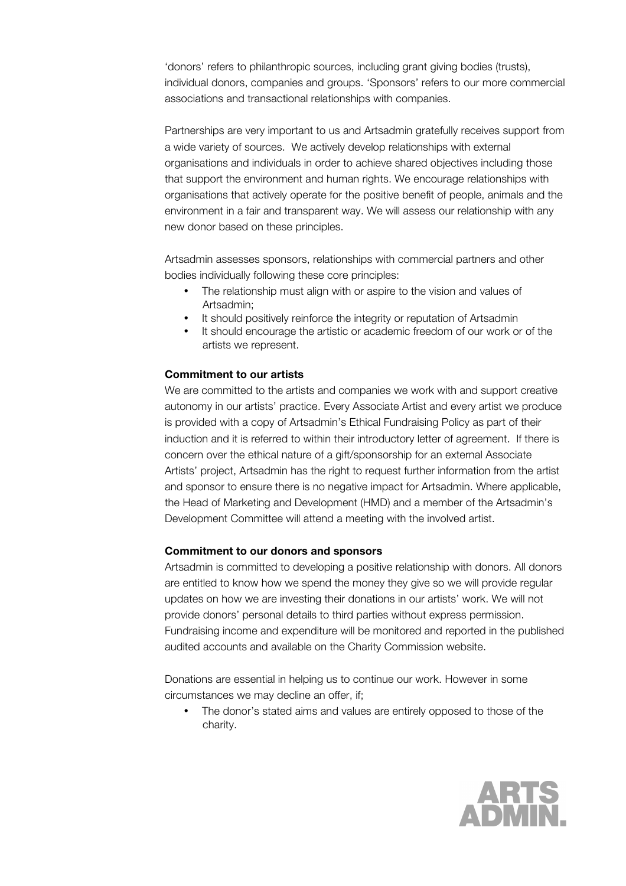'donors' refers to philanthropic sources, including grant giving bodies (trusts), individual donors, companies and groups. 'Sponsors' refers to our more commercial associations and transactional relationships with companies.

Partnerships are very important to us and Artsadmin gratefully receives support from a wide variety of sources. We actively develop relationships with external organisations and individuals in order to achieve shared objectives including those that support the environment and human rights. We encourage relationships with organisations that actively operate for the positive benefit of people, animals and the environment in a fair and transparent way. We will assess our relationship with any new donor based on these principles.

Artsadmin assesses sponsors, relationships with commercial partners and other bodies individually following these core principles:

- The relationship must align with or aspire to the vision and values of Artsadmin;
- It should positively reinforce the integrity or reputation of Artsadmin
- It should encourage the artistic or academic freedom of our work or of the artists we represent.

**Commitment to our artists**

We are committed to the artists and companies we work with and support creative autonomy in our artists' practice. Every Associate Artist and every artist we produce is provided with a copy of Artsadmin's Ethical Fundraising Policy as part of their induction and it is referred to within their introductory letter of agreement. If there is concern over the ethical nature of a gift/sponsorship for an external Associate Artists' project, Artsadmin has the right to request further information from the artist and sponsor to ensure there is no negative impact for Artsadmin. Where applicable, the Head of Marketing and Development (HMD) and a member of the Artsadmin's Development Committee will attend a meeting with the involved artist.

**Commitment to our donors and sponsors**

Artsadmin is committed to developing a positive relationship with donors. All donors are entitled to know how we spend the money they give so we will provide regular updates on how we are investing their donations in our artists' work. We will not provide donors' personal details to third parties without express permission. Fundraising income and expenditure will be monitored and reported in the published audited accounts and available on the Charity Commission website.

Donations are essential in helping us to continue our work. However in some circumstances we may decline an offer, if;

- The donor's stated aims and values are entirely opposed to those of the charity.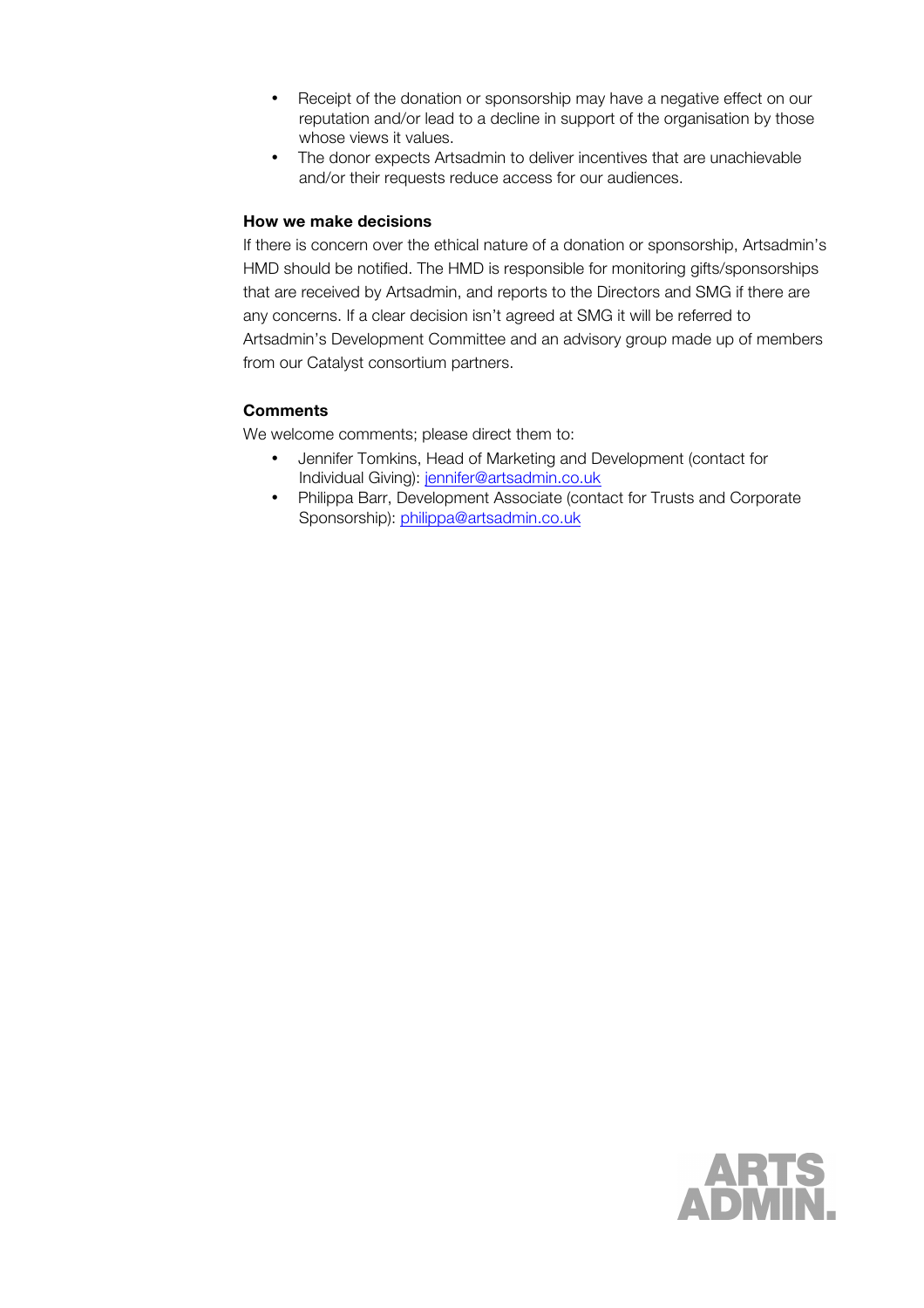- Receipt of the donation or sponsorship may have a negative effect on our reputation and/or lead to a decline in support of the organisation by those whose views it values.
- The donor expects Artsadmin to deliver incentives that are unachievable and/or their requests reduce access for our audiences.

**How we make decisions**

If there is concern over the ethical nature of a donation or sponsorship, Artsadmin's HMD should be notified. The HMD is responsible for monitoring gifts/sponsorships that are received by Artsadmin, and reports to the Directors and SMG if there are any concerns. If a clear decision isn't agreed at SMG it will be referred to Artsadmin's Development Committee and an advisory group made up of members from our Catalyst consortium partners.

**Comments**

We welcome comments; please direct them to:

- Jennifer Tomkins, Head of Marketing and Development (contact for Individual Giving): jennifer@artsadmin.co.uk
- Philippa Barr, Development Associate (contact for Trusts and Corporate Sponsorship): philippa@artsadmin.co.uk

ARTS ADMIN.